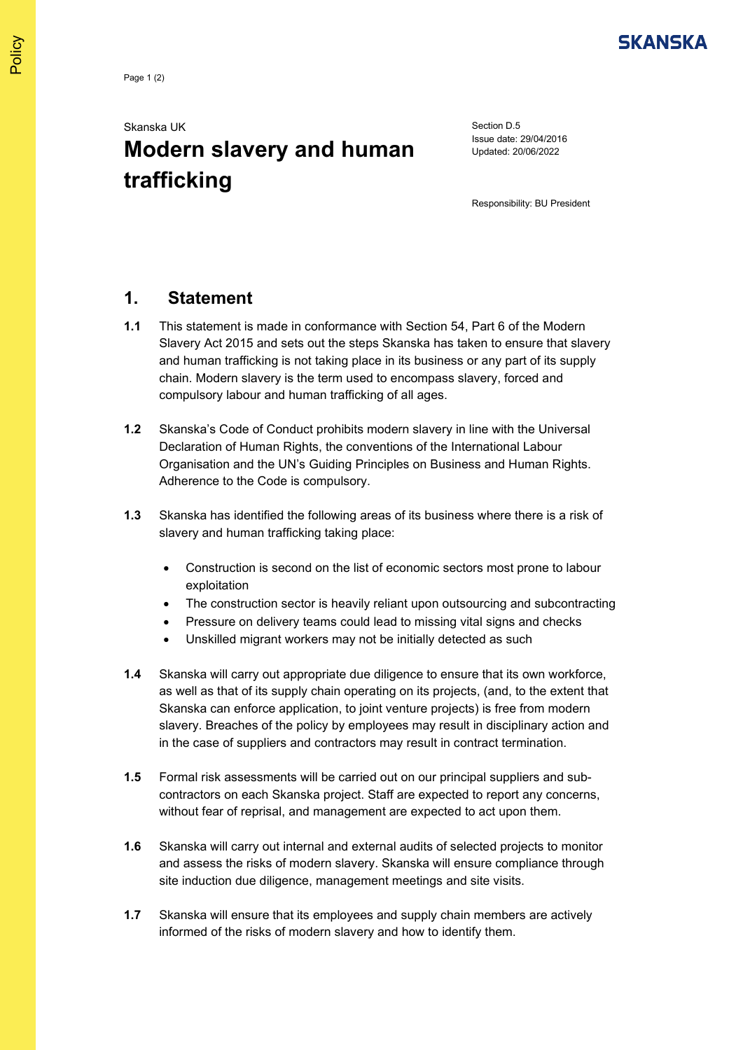Skanska UK

# Modern slavery and human trafficking

Section D.5
Issue date: 29/04/2016
Updated: 20/06/2022

Responsibility: BU President

## 1. Statement

**1.1** This statement is made in conformance with Section 54, Part 6 of the Modern Slavery Act 2015 and sets out the steps Skanska has taken to ensure that slavery and human trafficking is not taking place in its business or any part of its supply chain. Modern slavery is the term used to encompass slavery, forced and compulsory labour and human trafficking of all ages.

**1.2** Skanska's Code of Conduct prohibits modern slavery in line with the Universal Declaration of Human Rights, the conventions of the International Labour Organisation and the UN's Guiding Principles on Business and Human Rights. Adherence to the Code is compulsory.

**1.3** Skanska has identified the following areas of its business where there is a risk of slavery and human trafficking taking place:

- Construction is second on the list of economic sectors most prone to labour exploitation
- The construction sector is heavily reliant upon outsourcing and subcontracting
- Pressure on delivery teams could lead to missing vital signs and checks
- Unskilled migrant workers may not be initially detected as such

**1.4** Skanska will carry out appropriate due diligence to ensure that its own workforce, as well as that of its supply chain operating on its projects, (and, to the extent that Skanska can enforce application, to joint venture projects) is free from modern slavery. Breaches of the policy by employees may result in disciplinary action and in the case of suppliers and contractors may result in contract termination.

**1.5** Formal risk assessments will be carried out on our principal suppliers and sub-contractors on each Skanska project. Staff are expected to report any concerns, without fear of reprisal, and management are expected to act upon them.

**1.6** Skanska will carry out internal and external audits of selected projects to monitor and assess the risks of modern slavery. Skanska will ensure compliance through site induction due diligence, management meetings and site visits.

**1.7** Skanska will ensure that its employees and supply chain members are actively informed of the risks of modern slavery and how to identify them.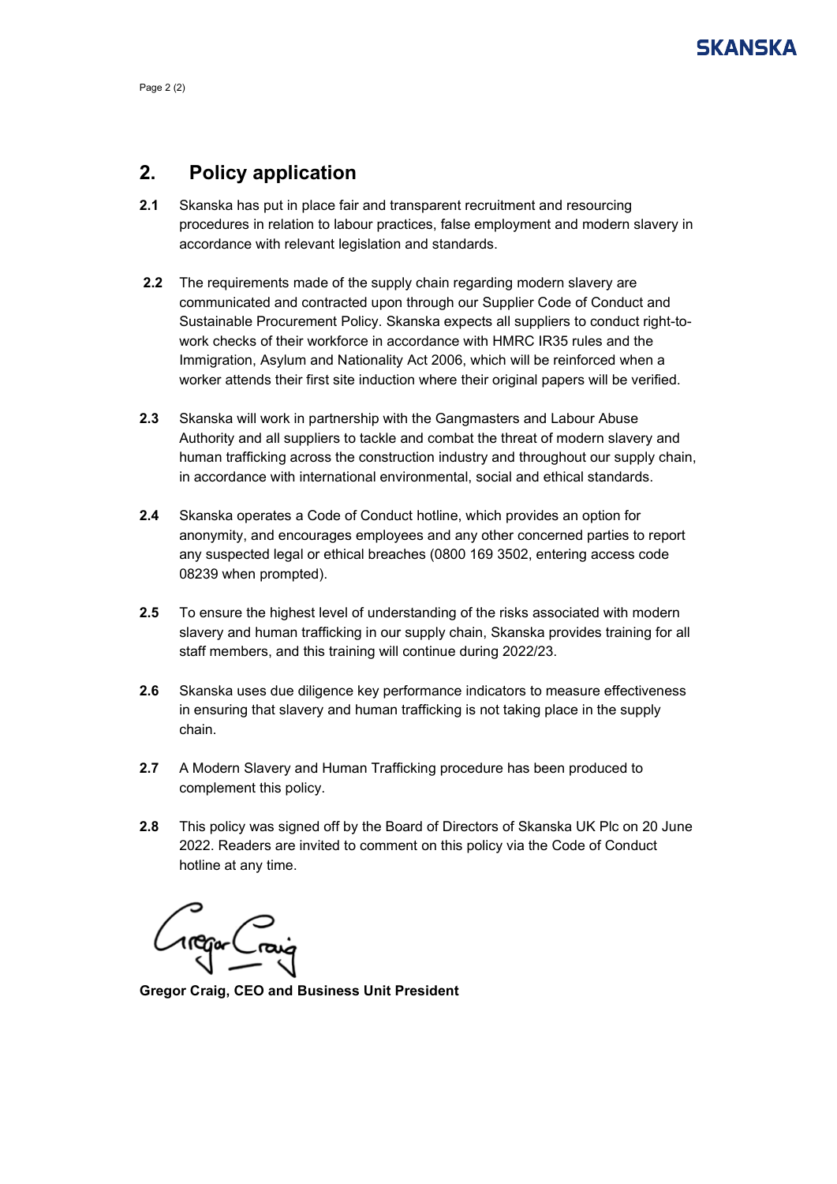## 2. Policy application

**2.1** Skanska has put in place fair and transparent recruitment and resourcing procedures in relation to labour practices, false employment and modern slavery in accordance with relevant legislation and standards.

**2.2** The requirements made of the supply chain regarding modern slavery are communicated and contracted upon through our Supplier Code of Conduct and Sustainable Procurement Policy. Skanska expects all suppliers to conduct right-to-work checks of their workforce in accordance with HMRC IR35 rules and the Immigration, Asylum and Nationality Act 2006, which will be reinforced when a worker attends their first site induction where their original papers will be verified.

**2.3** Skanska will work in partnership with the Gangmasters and Labour Abuse Authority and all suppliers to tackle and combat the threat of modern slavery and human trafficking across the construction industry and throughout our supply chain, in accordance with international environmental, social and ethical standards.

**2.4** Skanska operates a Code of Conduct hotline, which provides an option for anonymity, and encourages employees and any other concerned parties to report any suspected legal or ethical breaches (0800 169 3502, entering access code 08239 when prompted).

**2.5** To ensure the highest level of understanding of the risks associated with modern slavery and human trafficking in our supply chain, Skanska provides training for all staff members, and this training will continue during 2022/23.

**2.6** Skanska uses due diligence key performance indicators to measure effectiveness in ensuring that slavery and human trafficking is not taking place in the supply chain.

**2.7** A Modern Slavery and Human Trafficking procedure has been produced to complement this policy.

**2.8** This policy was signed off by the Board of Directors of Skanska UK Plc on 20 June 2022. Readers are invited to comment on this policy via the Code of Conduct hotline at any time.

Gregor Craig

**Gregor Craig, CEO and Business Unit President**